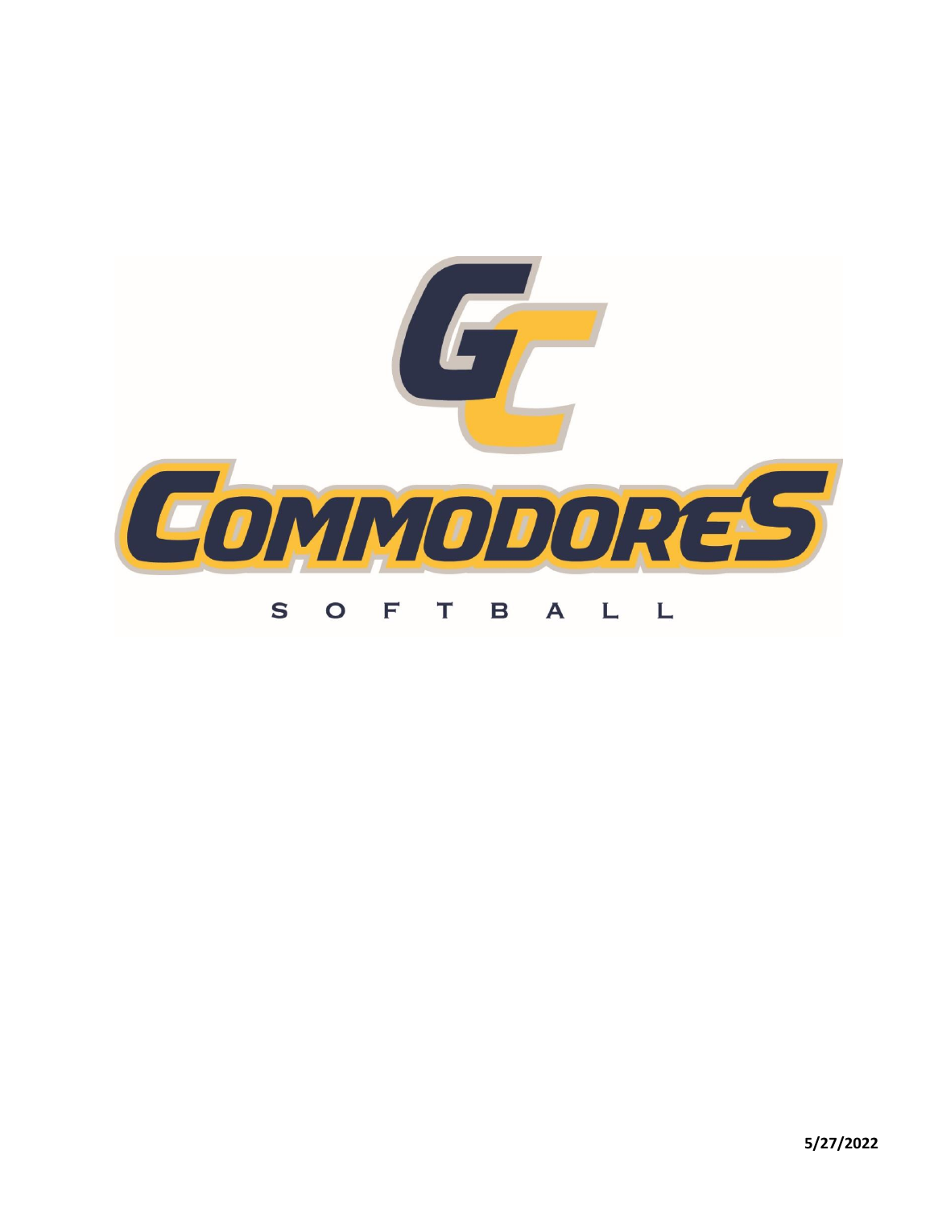# GC

# COMMODORES

## SOFTBALL

**5/27/2022**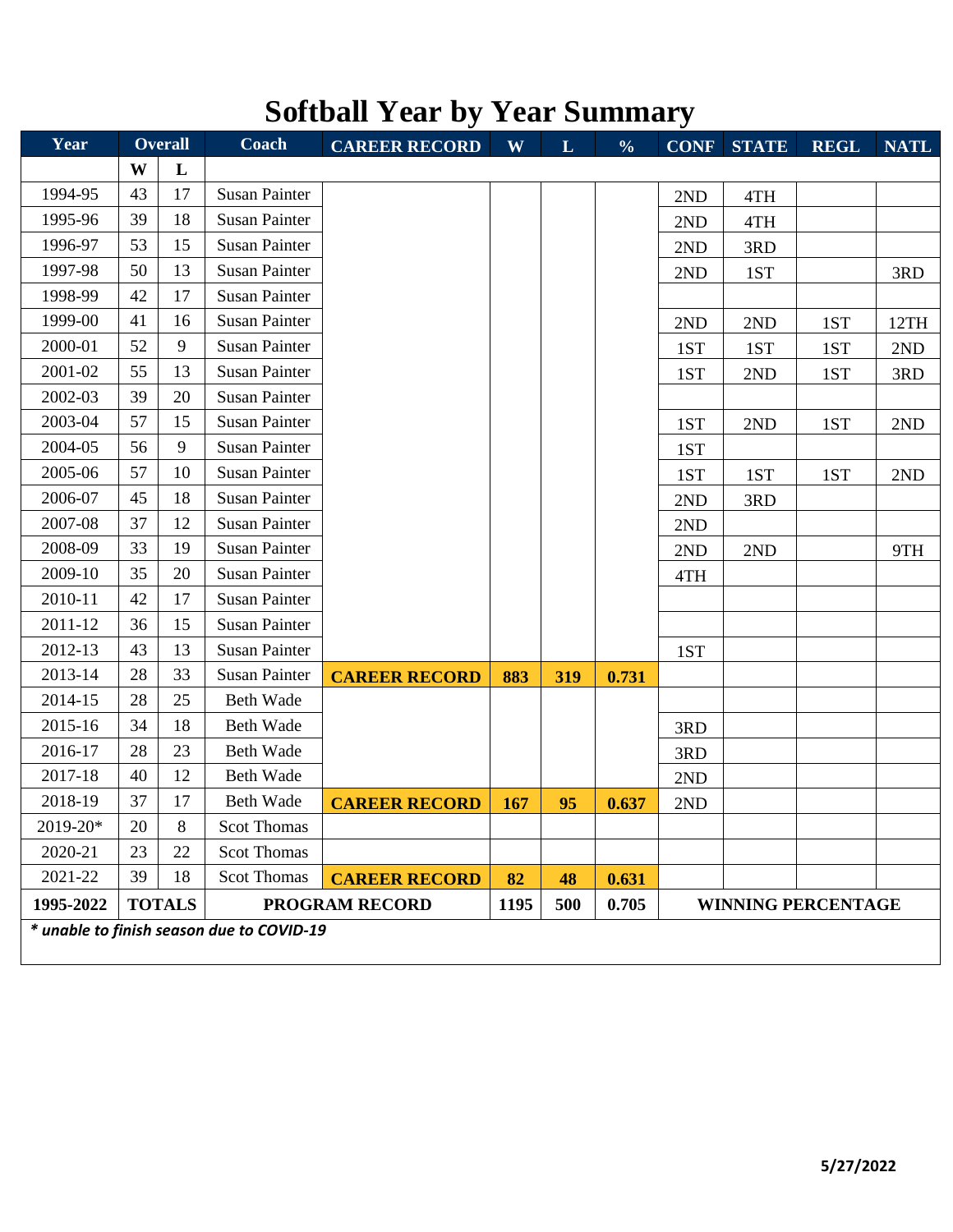# Softball Year by Year Summary

| Year | Overall | | Coach | CAREER RECORD | W | L | % | CONF | STATE | REGL | NATL |
|---|---|---|---|---|---|---|---|---|---|---|---|
| | W | L | | | | | | | | | |
| 1994-95 | 43 | 17 | Susan Painter | | | | | 2ND | 4TH | | |
| 1995-96 | 39 | 18 | Susan Painter | | | | | 2ND | 4TH | | |
| 1996-97 | 53 | 15 | Susan Painter | | | | | 2ND | 3RD | | |
| 1997-98 | 50 | 13 | Susan Painter | | | | | 2ND | 1ST | | 3RD |
| 1998-99 | 42 | 17 | Susan Painter | | | | | | | | |
| 1999-00 | 41 | 16 | Susan Painter | | | | | 2ND | 2ND | 1ST | 12TH |
| 2000-01 | 52 | 9 | Susan Painter | | | | | 1ST | 1ST | 1ST | 2ND |
| 2001-02 | 55 | 13 | Susan Painter | | | | | 1ST | 2ND | 1ST | 3RD |
| 2002-03 | 39 | 20 | Susan Painter | | | | | | | | |
| 2003-04 | 57 | 15 | Susan Painter | | | | | 1ST | 2ND | 1ST | 2ND |
| 2004-05 | 56 | 9 | Susan Painter | | | | | 1ST | | | |
| 2005-06 | 57 | 10 | Susan Painter | | | | | 1ST | 1ST | 1ST | 2ND |
| 2006-07 | 45 | 18 | Susan Painter | | | | | 2ND | 3RD | | |
| 2007-08 | 37 | 12 | Susan Painter | | | | | 2ND | | | |
| 2008-09 | 33 | 19 | Susan Painter | | | | | 2ND | 2ND | | 9TH |
| 2009-10 | 35 | 20 | Susan Painter | | | | | 4TH | | | |
| 2010-11 | 42 | 17 | Susan Painter | | | | | | | | |
| 2011-12 | 36 | 15 | Susan Painter | | | | | | | | |
| 2012-13 | 43 | 13 | Susan Painter | | | | | 1ST | | | |
| 2013-14 | 28 | 33 | Susan Painter | **CAREER RECORD** | **883** | **319** | **0.731** | | | | |
| 2014-15 | 28 | 25 | Beth Wade | | | | | | | | |
| 2015-16 | 34 | 18 | Beth Wade | | | | | 3RD | | | |
| 2016-17 | 28 | 23 | Beth Wade | | | | | 3RD | | | |
| 2017-18 | 40 | 12 | Beth Wade | | | | | 2ND | | | |
| 2018-19 | 37 | 17 | Beth Wade | **CAREER RECORD** | **167** | **95** | **0.637** | 2ND | | | |
| 2019-20* | 20 | 8 | Scot Thomas | | | | | | | | |
| 2020-21 | 23 | 22 | Scot Thomas | | | | | | | | |
| 2021-22 | 39 | 18 | Scot Thomas | **CAREER RECORD** | **82** | **48** | **0.631** | | | | |
| **1995-2022** | **TOTALS** | | **PROGRAM RECORD** | | **1195** | **500** | **0.705** | **WINNING PERCENTAGE** | | | |

***\* unable to finish season due to COVID-19***

**5/27/2022**